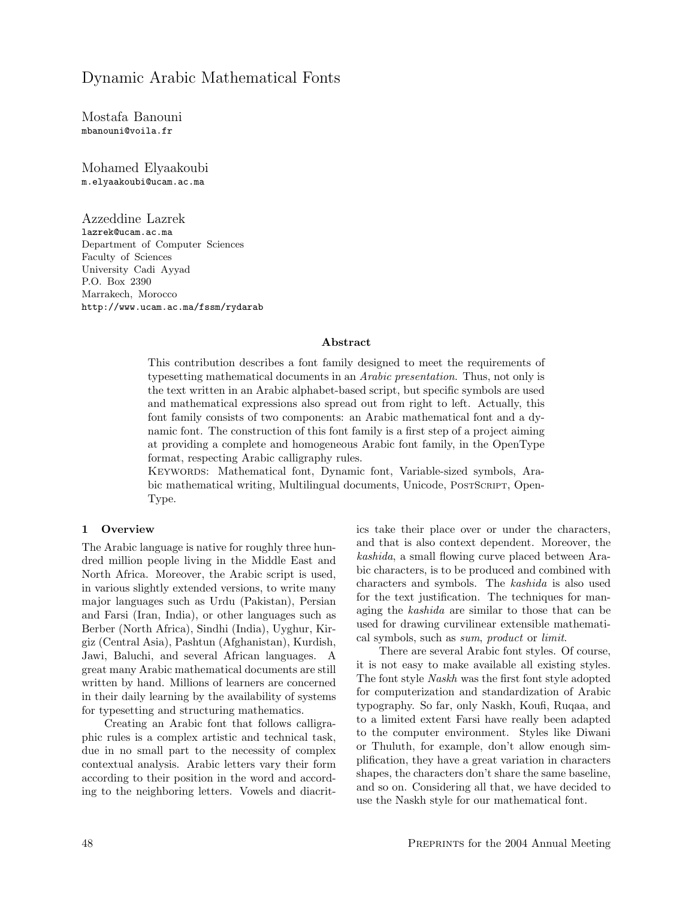# Dynamic Arabic Mathematical Fonts

Mostafa Banouni
mbanouni@voila.fr

Mohamed Elyaakoubi
m.elyaakoubi@ucam.ac.ma

Azzeddine Lazrek
lazrek@ucam.ac.ma
Department of Computer Sciences
Faculty of Sciences
University Cadi Ayyad
P.O. Box 2390
Marrakech, Morocco
http://www.ucam.ac.ma/fssm/rydarab

### Abstract

This contribution describes a font family designed to meet the requirements of typesetting mathematical documents in an *Arabic presentation*. Thus, not only is the text written in an Arabic alphabet-based script, but specific symbols are used and mathematical expressions also spread out from right to left. Actually, this font family consists of two components: an Arabic mathematical font and a dynamic font. The construction of this font family is a first step of a project aiming at providing a complete and homogeneous Arabic font family, in the OpenType format, respecting Arabic calligraphy rules.

Keywords: Mathematical font, Dynamic font, Variable-sized symbols, Arabic mathematical writing, Multilingual documents, Unicode, PostScript, OpenType.

## 1 Overview

The Arabic language is native for roughly three hundred million people living in the Middle East and North Africa. Moreover, the Arabic script is used, in various slightly extended versions, to write many major languages such as Urdu (Pakistan), Persian and Farsi (Iran, India), or other languages such as Berber (North Africa), Sindhi (India), Uyghur, Kirgiz (Central Asia), Pashtun (Afghanistan), Kurdish, Jawi, Baluchi, and several African languages. A great many Arabic mathematical documents are still written by hand. Millions of learners are concerned in their daily learning by the availability of systems for typesetting and structuring mathematics.

Creating an Arabic font that follows calligraphic rules is a complex artistic and technical task, due in no small part to the necessity of complex contextual analysis. Arabic letters vary their form according to their position in the word and according to the neighboring letters. Vowels and diacritics take their place over or under the characters, and that is also context dependent. Moreover, the *kashida*, a small flowing curve placed between Arabic characters, is to be produced and combined with characters and symbols. The *kashida* is also used for the text justification. The techniques for managing the *kashida* are similar to those that can be used for drawing curvilinear extensible mathematical symbols, such as *sum*, *product* or *limit*.

There are several Arabic font styles. Of course, it is not easy to make available all existing styles. The font style *Naskh* was the first font style adopted for computerization and standardization of Arabic typography. So far, only Naskh, Koufi, Ruqaa, and to a limited extent Farsi have really been adapted to the computer environment. Styles like Diwani or Thuluth, for example, don't allow enough simplification, they have a great variation in characters shapes, the characters don't share the same baseline, and so on. Considering all that, we have decided to use the Naskh style for our mathematical font.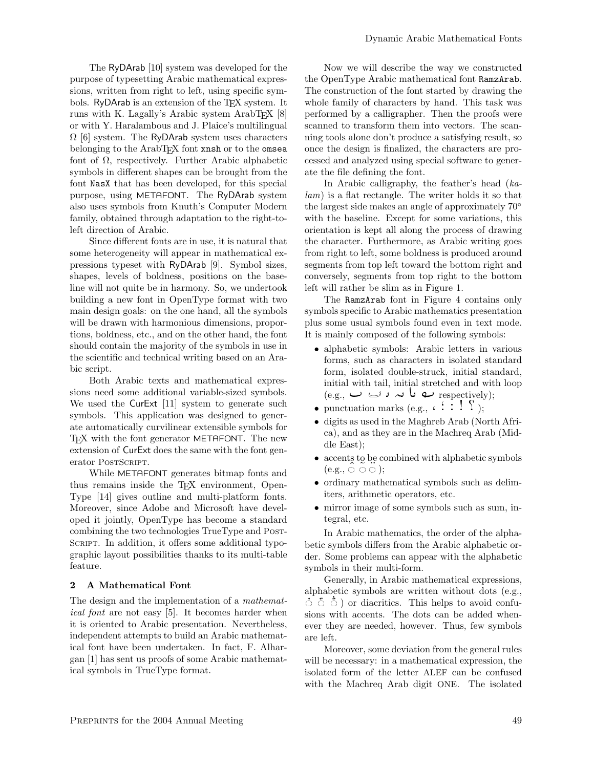The RyDArab [10] system was developed for the purpose of typesetting Arabic mathematical expressions, written from right to left, using specific symbols. RyDArab is an extension of the TEX system. It runs with K. Lagally's Arabic system ArabTEX [8] or with Y. Haralambous and J. Plaice's multilingual Ω [6] system. The RyDArab system uses characters belonging to the ArabTEX font `xnsh` or to the `omsea` font of Ω, respectively. Further Arabic alphabetic symbols in different shapes can be brought from the font `NasX` that has been developed, for this special purpose, using METAFONT. The RyDArab system also uses symbols from Knuth's Computer Modern family, obtained through adaptation to the right-to-left direction of Arabic.

Since different fonts are in use, it is natural that some heterogeneity will appear in mathematical expressions typeset with RyDArab [9]. Symbol sizes, shapes, levels of boldness, positions on the baseline will not quite be in harmony. So, we undertook building a new font in OpenType format with two main design goals: on the one hand, all the symbols will be drawn with harmonious dimensions, proportions, boldness, etc., and on the other hand, the font should contain the majority of the symbols in use in the scientific and technical writing based on an Arabic script.

Both Arabic texts and mathematical expressions need some additional variable-sized symbols. We used the CurExt [11] system to generate such symbols. This application was designed to generate automatically curvilinear extensible symbols for TEX with the font generator METAFONT. The new extension of CurExt does the same with the font generator PostScript.

While METAFONT generates bitmap fonts and thus remains inside the TEX environment, OpenType [14] gives outline and multi-platform fonts. Moreover, since Adobe and Microsoft have developed it jointly, OpenType has become a standard combining the two technologies TrueType and PostScript. In addition, it offers some additional typographic layout possibilities thanks to its multi-table feature.

## 2 A Mathematical Font

The design and the implementation of a *mathematical font* are not easy [5]. It becomes harder when it is oriented to Arabic presentation. Nevertheless, independent attempts to build an Arabic mathematical font have been undertaken. In fact, F. Alhargan [1] has sent us proofs of some Arabic mathematical symbols in TrueType format.

Now we will describe the way we constructed the OpenType Arabic mathematical font `RamzArab`. The construction of the font started by drawing the whole family of characters by hand. This task was performed by a calligrapher. Then the proofs were scanned to transform them into vectors. The scanning tools alone don't produce a satisfying result, so once the design is finalized, the characters are processed and analyzed using special software to generate the file defining the font.

In Arabic calligraphy, the feather's head (*kalam*) is a flat rectangle. The writer holds it so that the largest side makes an angle of approximately 70° with the baseline. Except for some variations, this orientation is kept all along the process of drawing the character. Furthermore, as Arabic writing goes from right to left, some boldness is produced around segments from top left toward the bottom right and conversely, segments from top right to the bottom left will rather be slim as in Figure 1.

The `RamzArab` font in Figure 4 contains only symbols specific to Arabic mathematics presentation plus some usual symbols found even in text mode. It is mainly composed of the following symbols:

- alphabetic symbols: Arabic letters in various forms, such as characters in isolated standard form, isolated double-struck, initial standard, initial with tail, initial stretched and with loop (e.g., ٮ ٮ ٮ ٮ ٮ ٮ respectively);
- punctuation marks (e.g., ، ؛ : ! ؟ );
- digits as used in the Maghreb Arab (North Africa), and as they are in the Machreq Arab (Middle East);
- accents to be combined with alphabetic symbols (e.g., ◌̂ ◌̃ ◌̈ );
- ordinary mathematical symbols such as delimiters, arithmetic operators, etc.
- mirror image of some symbols such as sum, integral, etc.

In Arabic mathematics, the order of the alphabetic symbols differs from the Arabic alphabetic order. Some problems can appear with the alphabetic symbols in their multi-form.

Generally, in Arabic mathematical expressions, alphabetic symbols are written without dots (e.g., ◌ٜ ◌ٞ ◌ٝ ) or diacritics. This helps to avoid confusions with accents. The dots can be added whenever they are needed, however. Thus, few symbols are left.

Moreover, some deviation from the general rules will be necessary: in a mathematical expression, the isolated form of the letter ALEF can be confused with the Machreq Arab digit ONE. The isolated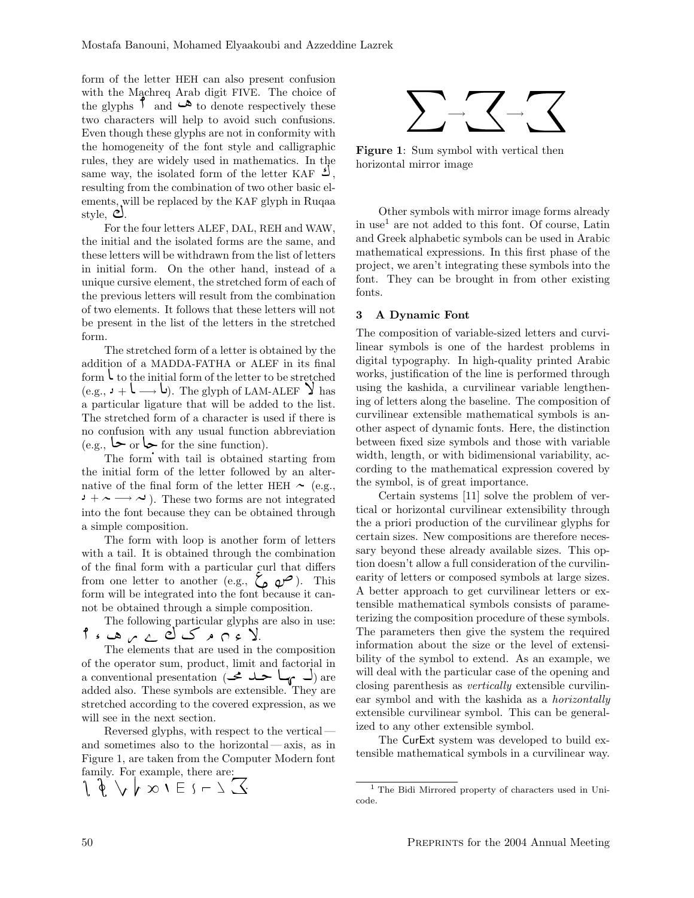form of the letter HEH can also present confusion with the Machreq Arab digit FIVE. The choice of the glyphs أ and ﮬ to denote respectively these two characters will help to avoid such confusions. Even though these glyphs are not in conformity with the homogeneity of the font style and calligraphic rules, they are widely used in mathematics. In the same way, the isolated form of the letter KAF ك, resulting from the combination of two other basic elements, will be replaced by the KAF glyph in Ruqaa style, ك.

For the four letters ALEF, DAL, REH and WAW, the initial and the isolated forms are the same, and these letters will be withdrawn from the list of letters in initial form. On the other hand, instead of a unique cursive element, the stretched form of each of the previous letters will result from the combination of two elements. It follows that these letters will not be present in the list of the letters in the stretched form.

The stretched form of a letter is obtained by the addition of a MADDA-FATHA or ALEF in its final form ـا to the initial form of the letter to be stretched (e.g., د + ـا ⟶ دا). The glyph of LAM-ALEF لا has a particular ligature that will be added to the list. The stretched form of a character is used if there is no confusion with any usual function abbreviation (e.g., حا or جا for the sine function).

The form with tail is obtained starting from the initial form of the letter followed by an alternative of the final form of the letter HEH ـہ (e.g., د + ـہ ⟶ دہ). These two forms are not integrated into the font because they can be obtained through a simple composition.

The form with loop is another form of letters with a tail. It is obtained through the combination of the final form with a particular curl that differs from one letter to another (e.g., ص ع). This form will be integrated into the font because it cannot be obtained through a simple composition.

The following particular glyphs are also in use: لا ء ہ م ک ك ے ر ھ ، أ.

The elements that are used in the composition of the operator sum, product, limit and factorial in a conventional presentation (ـل ـہا حـد مـحـ) are added also. These symbols are extensible. They are stretched according to the covered expression, as we will see in the next section.

Reversed glyphs, with respect to the vertical — and sometimes also to the horizontal — axis, as in Figure 1, are taken from the Computer Modern font family. For example, there are:

Figure 1: Sum symbol with vertical then horizontal mirror image

Other symbols with mirror image forms already in use[1] are not added to this font. Of course, Latin and Greek alphabetic symbols can be used in Arabic mathematical expressions. In this first phase of the project, we aren't integrating these symbols into the font. They can be brought in from other existing fonts.

## 3 A Dynamic Font

The composition of variable-sized letters and curvilinear symbols is one of the hardest problems in digital typography. In high-quality printed Arabic works, justification of the line is performed through using the kashida, a curvilinear variable lengthening of letters along the baseline. The composition of curvilinear extensible mathematical symbols is another aspect of dynamic fonts. Here, the distinction between fixed size symbols and those with variable width, length, or with bidimensional variability, according to the mathematical expression covered by the symbol, is of great importance.

Certain systems [11] solve the problem of vertical or horizontal curvilinear extensibility through the a priori production of the curvilinear glyphs for certain sizes. New compositions are therefore necessary beyond these already available sizes. This option doesn't allow a full consideration of the curvilinearity of letters or composed symbols at large sizes. A better approach to get curvilinear letters or extensible mathematical symbols consists of parameterizing the composition procedure of these symbols. The parameters then give the system the required information about the size or the level of extensibility of the symbol to extend. As an example, we will deal with the particular case of the opening and closing parenthesis as *vertically* extensible curvilinear symbol and with the kashida as a *horizontally* extensible curvilinear symbol. This can be generalized to any other extensible symbol.

The CurExt system was developed to build extensible mathematical symbols in a curvilinear way.

[1] The Bidi Mirrored property of characters used in Unicode.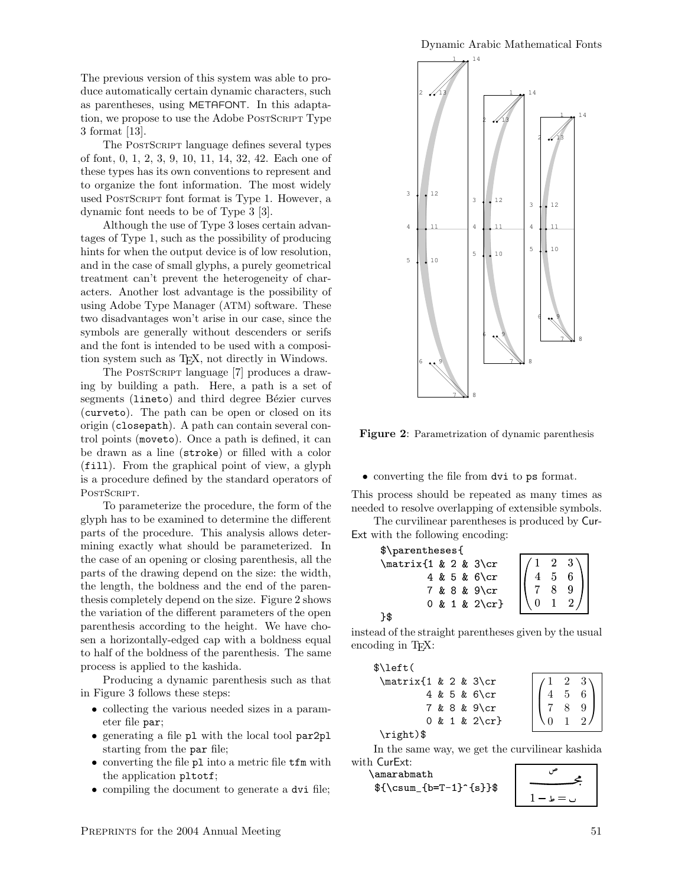The previous version of this system was able to produce automatically certain dynamic characters, such as parentheses, using METAFONT. In this adaptation, we propose to use the Adobe PostScript Type 3 format [13].

The PostScript language defines several types of font, 0, 1, 2, 3, 9, 10, 11, 14, 32, 42. Each one of these types has its own conventions to represent and to organize the font information. The most widely used PostScript font format is Type 1. However, a dynamic font needs to be of Type 3 [3].

Although the use of Type 3 loses certain advantages of Type 1, such as the possibility of producing hints for when the output device is of low resolution, and in the case of small glyphs, a purely geometrical treatment can't prevent the heterogeneity of characters. Another lost advantage is the possibility of using Adobe Type Manager (ATM) software. These two disadvantages won't arise in our case, since the symbols are generally without descenders or serifs and the font is intended to be used with a composition system such as TEX, not directly in Windows.

The PostScript language [7] produces a drawing by building a path. Here, a path is a set of segments (`lineto`) and third degree Bézier curves (`curveto`). The path can be open or closed on its origin (`closepath`). A path can contain several control points (`moveto`). Once a path is defined, it can be drawn as a line (`stroke`) or filled with a color (`fill`). From the graphical point of view, a glyph is a procedure defined by the standard operators of PostScript.

To parameterize the procedure, the form of the glyph has to be examined to determine the different parts of the procedure. This analysis allows determining exactly what should be parameterized. In the case of an opening or closing parenthesis, all the parts of the drawing depend on the size: the width, the length, the boldness and the end of the parenthesis completely depend on the size. Figure 2 shows the variation of the different parameters of the open parenthesis according to the height. We have chosen a horizontally-edged cap with a boldness equal to half of the boldness of the parenthesis. The same process is applied to the kashida.

Producing a dynamic parenthesis such as that in Figure 3 follows these steps:

- collecting the various needed sizes in a parameter file `par`;
- generating a file `pl` with the local tool `par2pl` starting from the `par` file;
- converting the file `pl` into a metric file `tfm` with the application `pltotf`;
- compiling the document to generate a `dvi` file;
- converting the file from `dvi` to `ps` format.

**Figure 2**: Parametrization of dynamic parenthesis

This process should be repeated as many times as needed to resolve overlapping of extensible symbols.

The curvilinear parentheses is produced by CurExt with the following encoding:

```
$\parentheses{
\matrix{1 & 2 & 3\cr
        4 & 5 & 6\cr
        7 & 8 & 9\cr
        0 & 1 & 2\cr}
}$
```

$$\begin{pmatrix} 1 & 2 & 3 \\ 4 & 5 & 6 \\ 7 & 8 & 9 \\ 0 & 1 & 2 \end{pmatrix}$$

instead of the straight parentheses given by the usual encoding in TEX:

```
$\left(
 \matrix{1 & 2 & 3\cr
         4 & 5 & 6\cr
         7 & 8 & 9\cr
         0 & 1 & 2\cr}
 \right)$
```

$$\left(\begin{matrix} 1 & 2 & 3 \\ 4 & 5 & 6 \\ 7 & 8 & 9 \\ 0 & 1 & 2 \end{matrix}\right)$$

In the same way, we get the curvilinear kashida with CurExt:

```
\amarabmath
 ${\csum_{b=T-1}^{s}}$
```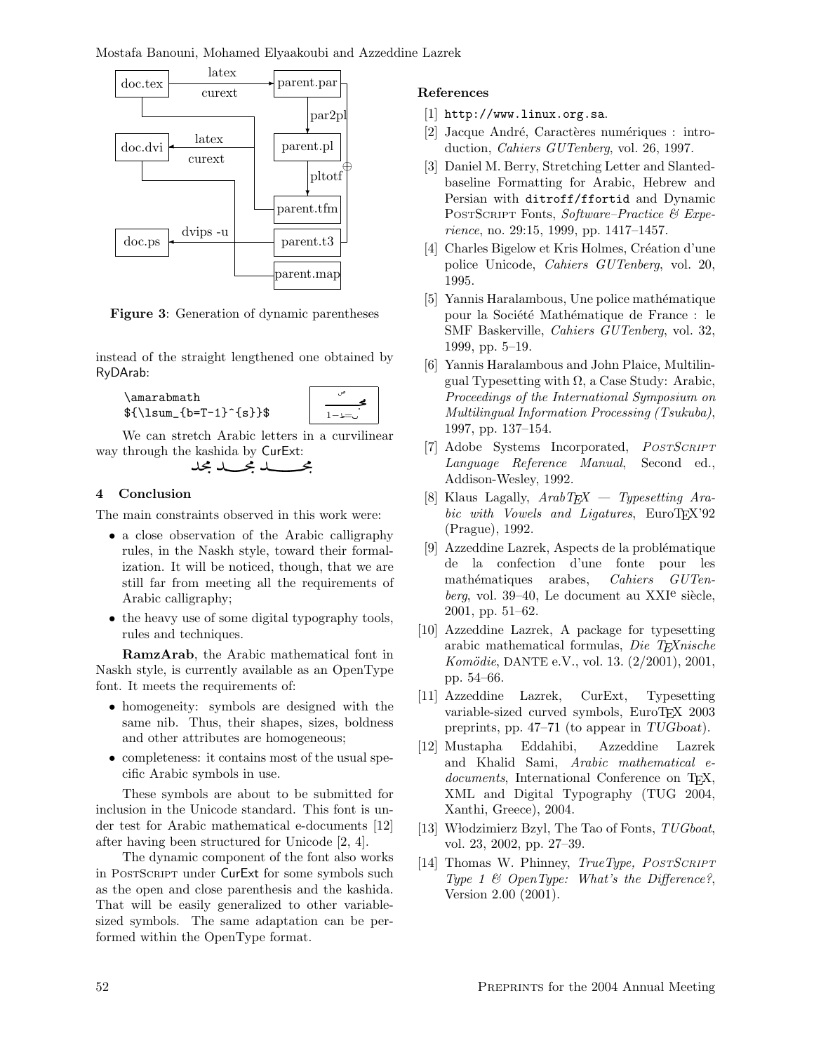doc.tex → (latex, curext) → parent.par → (par2pl) → parent.pl → (pltotf) → parent.tfm

doc.dvi ← (latex, curext)

doc.ps ← (dvips -u) parent.t3, parent.map

**Figure 3**: Generation of dynamic parentheses

instead of the straight lengthened one obtained by RyDArab:

```
\amarabmath
${\lsum_{b=T-1}^{s}}$
```

We can stretch Arabic letters in a curvilinear way through the kashida by CurExt:

مجـــــد مجـــد مجد

## 4 Conclusion

The main constraints observed in this work were:

- a close observation of the Arabic calligraphy rules, in the Naskh style, toward their formalization. It will be noticed, though, that we are still far from meeting all the requirements of Arabic calligraphy;
- the heavy use of some digital typography tools, rules and techniques.

**RamzArab**, the Arabic mathematical font in Naskh style, is currently available as an OpenType font. It meets the requirements of:

- homogeneity: symbols are designed with the same nib. Thus, their shapes, sizes, boldness and other attributes are homogeneous;
- completeness: it contains most of the usual specific Arabic symbols in use.

These symbols are about to be submitted for inclusion in the Unicode standard. This font is under test for Arabic mathematical e-documents [12] after having been structured for Unicode [2, 4].

The dynamic component of the font also works in PostScript under CurExt for some symbols such as the open and close parenthesis and the kashida. That will be easily generalized to other variable-sized symbols. The same adaptation can be performed within the OpenType format.

### References

[1] `http://www.linux.org.sa`.

[2] Jacque André, Caractères numériques : introduction, *Cahiers GUTenberg*, vol. 26, 1997.

[3] Daniel M. Berry, Stretching Letter and Slanted-baseline Formatting for Arabic, Hebrew and Persian with `ditroff/ffortid` and Dynamic PostScript Fonts, *Software–Practice & Experience*, no. 29:15, 1999, pp. 1417–1457.

[4] Charles Bigelow et Kris Holmes, Création d'une police Unicode, *Cahiers GUTenberg*, vol. 20, 1995.

[5] Yannis Haralambous, Une police mathématique pour la Société Mathématique de France : le SMF Baskerville, *Cahiers GUTenberg*, vol. 32, 1999, pp. 5–19.

[6] Yannis Haralambous and John Plaice, Multilingual Typesetting with Ω, a Case Study: Arabic, *Proceedings of the International Symposium on Multilingual Information Processing (Tsukuba)*, 1997, pp. 137–154.

[7] Adobe Systems Incorporated, *PostScript Language Reference Manual*, Second ed., Addison-Wesley, 1992.

[8] Klaus Lagally, *ArabTEX — Typesetting Arabic with Vowels and Ligatures*, EuroTEX'92 (Prague), 1992.

[9] Azzeddine Lazrek, Aspects de la problématique de la confection d'une fonte pour les mathématiques arabes, *Cahiers GUTenberg*, vol. 39–40, Le document au XXI^e siècle, 2001, pp. 51–62.

[10] Azzeddine Lazrek, A package for typesetting arabic mathematical formulas, *Die TEXnische Komödie*, DANTE e.V., vol. 13. (2/2001), 2001, pp. 54–66.

[11] Azzeddine Lazrek, CurExt, Typesetting variable-sized curved symbols, EuroTEX 2003 preprints, pp. 47–71 (to appear in *TUGboat*).

[12] Mustapha Eddahibi, Azzeddine Lazrek and Khalid Sami, *Arabic mathematical e-documents*, International Conference on TEX, XML and Digital Typography (TUG 2004, Xanthi, Greece), 2004.

[13] Włodzimierz Bzyl, The Tao of Fonts, *TUGboat*, vol. 23, 2002, pp. 27–39.

[14] Thomas W. Phinney, *TrueType, PostScript Type 1 & OpenType: What's the Difference?*, Version 2.00 (2001).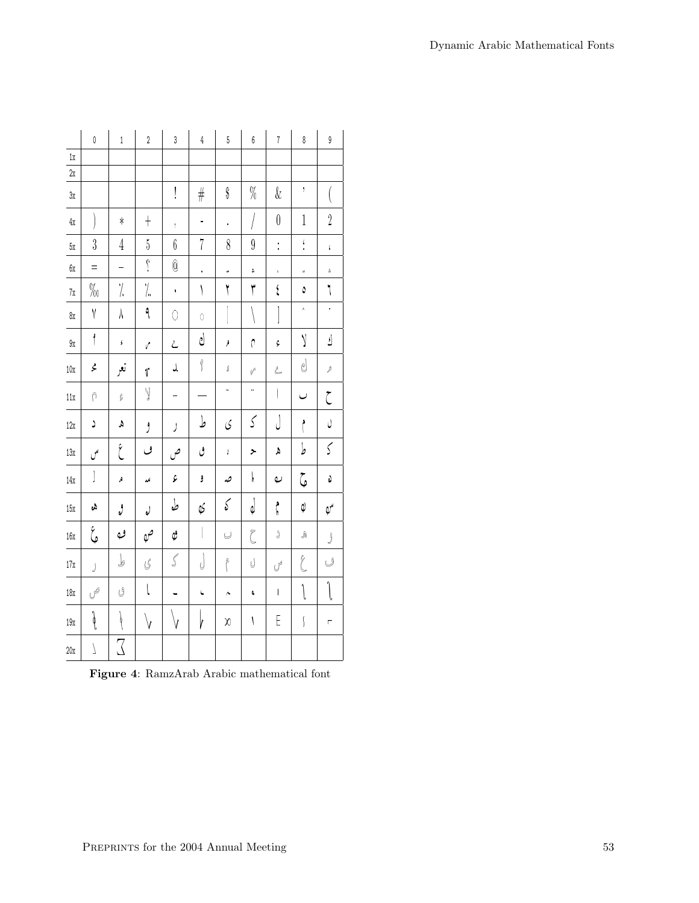| | 0 | 1 | 2 | 3 | 4 | 5 | 6 | 7 | 8 | 9 |
|---|---|---|---|---|---|---|---|---|---|---|
| 1x | | | | | | | | | | |
| 2x | | | | | | | | | | |
| 3x | | | | ! | # | $ | % | & | ' | ( |
| 4x | ) | * | + | ، | - | . | / | 0 | 1 | 2 |
| 5x | 3 | 4 | 5 | 6 | 7 | 8 | 9 | : | ؛ | ، |
| 6x | = | – | ؟ | @ | ٠ | | | | | |
| 7x | ‰ | ٪ | ٪ | ٠ | ١ | ٢ | ٣ | ٤ | ٥ | ٦ |
| 8x | ٧ | ٨ | ٩ | ○ | ○ | [ | \ | ] | | ٠ |
| 9x | أ | ، | | ے | ك | | | ء | لا | ك |
| 10x | مـ | تعر | | | أ | | | ے | ك | |
| 11x | | | لا | – | — | ~ | ¨ | \| | ب | ح |
| 12x | د | هـ | و | ر | ط | ى | ک | ل | م | ل |
| 13x | س | ع | ف | ص | ق | ا | حـ | هـ | ط | ک |
| 14x | ا | مـ | سـ | عـ | قـ | صـ | ا | بـ | ج | د |
| 15x | هـ | و | ر | ط | ى | ک | ل | م | | س |
| 16x | ع | ف | ص | ق | \| | ب | ح | د | هـ | و |
| 17x | ر | ط | ى | ک | ل | م | ل | س | ع | ف |
| 18x | ص | ق | ا | ـ | ـ | ^ | ٥ | ا | ا | ا |
| 19x | | | \ | \ | | ∞ | ١ | E | ∫ | ⌐ |
| 20x | | ∑ | | | | | | | | |

**Figure 4**: RamzArab Arabic mathematical font